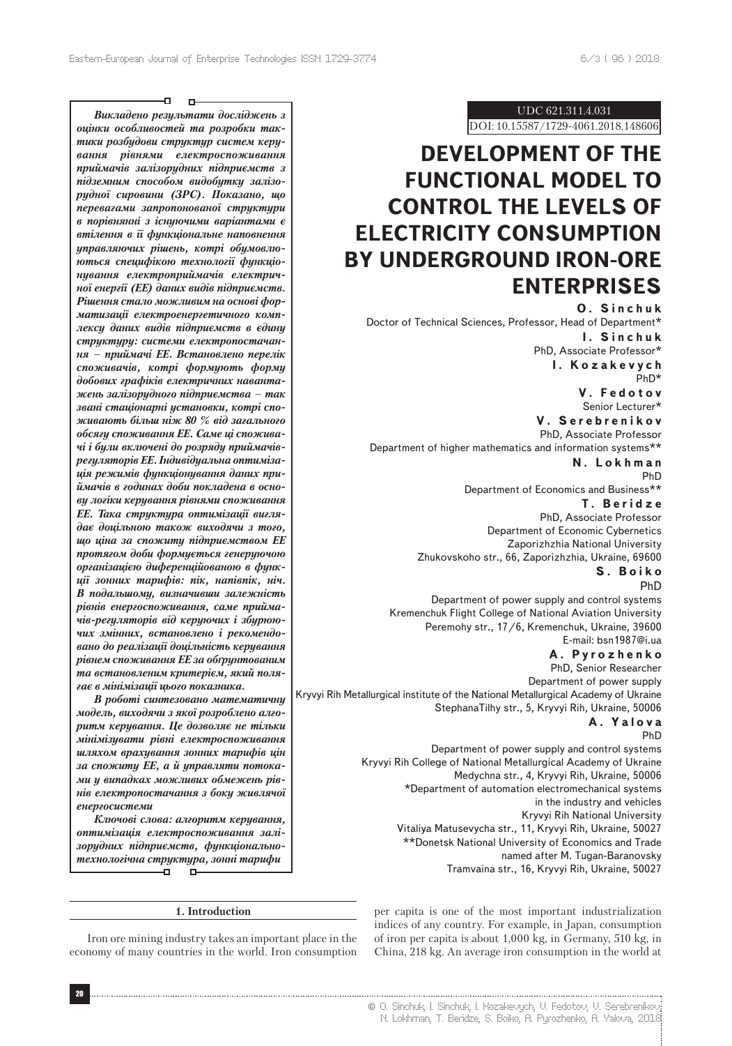UDC 621.311.4.031

DOI: 10.15587/1729-4061.2018.148606

# DEVELOPMENT OF THE FUNCTIONAL MODEL TO CONTROL THE LEVELS OF ELECTRICITY CONSUMPTION BY UNDERGROUND IRON-ORE ENTERPRISES

**O. Sinchuk**
Doctor of Technical Sciences, Professor, Head of Department*

**I. Sinchuk**
PhD, Associate Professor*

**I. Kozakevych**
PhD*

**V. Fedotov**
Senior Lecturer*

**V. Serebrenikov**
PhD, Associate Professor
Department of higher mathematics and information systems**

**N. Lokhman**
PhD
Department of Economics and Business**

**T. Beridze**
PhD, Associate Professor
Department of Economic Cybernetics
Zaporizhzhia National University
Zhukovskoho str., 66, Zaporizhzhia, Ukraine, 69600

**S. Boiko**
PhD
Department of power supply and control systems
Kremenchuk Flight College of National Aviation University
Peremohy str., 17/6, Kremenchuk, Ukraine, 39600
E-mail: bsn1987@i.ua

**A. Pyrozhenko**
PhD, Senior Researcher
Department of power supply
Kryvyi Rih Metallurgical institute of the National Metallurgical Academy of Ukraine
StephanaTilhy str., 5, Kryvyi Rih, Ukraine, 50006

**A. Yalova**
PhD
Department of power supply and control systems
Kryvyi Rih College of National Metallurgical Academy of Ukraine
Medychna str., 4, Kryvyi Rih, Ukraine, 50006

*Department of automation electromechanical systems in the industry and vehicles
Kryvyi Rih National University
Vitaliya Matusevycha str., 11, Kryvyi Rih, Ukraine, 50027

**Donetsk National University of Economics and Trade named after M. Tugan-Baranovsky
Tramvaina str., 16, Kryvyi Rih, Ukraine, 50027

***Викладено результати досліджень з оцінки особливостей та розробки тактики розбудови структур систем керування рівнями електроспоживання приймачів залізорудних підприємств з підземним способом видобутку залізорудної сировини (ЗРС). Показано, що перевагами запропонованої структури в порівнянні з існуючими варіантами є втілення в її функціональне наповнення управляючих рішень, котрі обумовлюються специфікою технології функціонування електроприймачів електричної енергії (ЕЕ) даних видів підприємств. Рішення стало можливим на основі форматизації електроенергетичного комплексу даних видів підприємств в єдину структуру: системи електропостачання – приймачі ЕЕ. Встановлено перелік споживачів, котрі формують форму добових графіків електричних навантажень залізорудного підприємства – так звані стаціонарні установки, котрі споживають більш ніж 80 % від загального обсягу споживання ЕЕ. Саме ці споживачі і були включені до розряду приймачів-регуляторів ЕЕ. Індивідуальна оптимізація режимів функціонування даних приймачів в годинах доби покладена в основу логіки керування рівнями споживання ЕЕ. Така структура оптимізації виглядає доцільною також виходячи з того, що ціна за спожиту підприємством ЕЕ протягом доби формується генеруючою організацією диференційованою в функції зонних тарифів: пік, напівпік, ніч. В подальшому, визначивши залежність рівнів енергоспоживання, саме приймачів-регуляторів від керуючих і збурюючих змінних, встановлено і рекомендовано до реалізації доцільність керування рівнем споживання ЕЕ за обґрунтованим та встановленим критерієм, який полягає в мінімізації цього показника.***

***В роботі синтезовано математичну модель, виходячи з якої розроблено алгоритм керування. Це дозволяє не тільки мінімізувати рівні електроспоживання шляхом врахування зонних тарифів цін за спожиту ЕЕ, а й управляти потоками у випадках можливих обмежень рівнів електропостачання з боку живлячої енергосистеми***

***Ключові слова: алгоритм керування, оптимізація електроспоживання залізорудних підприємств, функціонально-технологічна структура, зонні тарифи***

## 1. Introduction

Iron ore mining industry takes an important place in the economy of many countries in the world. Iron consumption per capita is one of the most important industrialization indices of any country. For example, in Japan, consumption of iron per capita is about 1,000 kg, in Germany, 510 kg, in China, 218 kg. An average iron consumption in the world at

© O. Sinchuk, I. Sinchuk, I. Kozakevych, V. Fedotov, V. Serebrenikov, N. Lokhman, T. Beridze, S. Boiko, A. Pyrozhenko, A. Yalova, 2018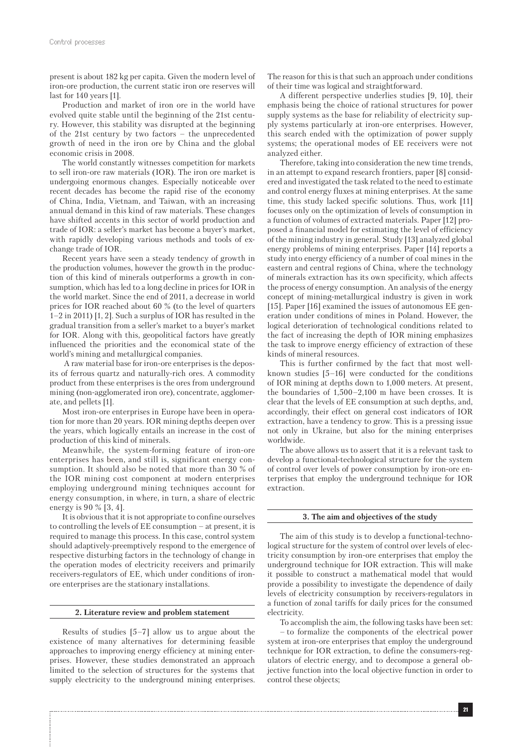present is about 182 kg per capita. Given the modern level of iron-ore production, the current static iron ore reserves will last for 140 years [1].

Production and market of iron ore in the world have evolved quite stable until the beginning of the 21st century. However, this stability was disrupted at the beginning of the 21st century by two factors – the unprecedented growth of need in the iron ore by China and the global economic crisis in 2008.

The world constantly witnesses competition for markets to sell iron-ore raw materials (IOR). The iron ore market is undergoing enormous changes. Especially noticeable over recent decades has become the rapid rise of the economy of China, India, Vietnam, and Taiwan, with an increasing annual demand in this kind of raw materials. These changes have shifted accents in this sector of world production and trade of IOR: a seller's market has become a buyer's market, with rapidly developing various methods and tools of exchange trade of IOR.

Recent years have seen a steady tendency of growth in the production volumes, however the growth in the production of this kind of minerals outperforms a growth in consumption, which has led to a long decline in prices for IOR in the world market. Since the end of 2011, a decrease in world prices for IOR reached about 60 % (to the level of quarters 1–2 in 2011) [1, 2]. Such a surplus of IOR has resulted in the gradual transition from a seller's market to a buyer's market for IOR. Along with this, geopolitical factors have greatly influenced the priorities and the economical state of the world's mining and metallurgical companies.

A raw material base for iron-ore enterprises is the deposits of ferrous quartz and naturally-rich ores. A commodity product from these enterprises is the ores from underground mining (non-agglomerated iron ore), concentrate, agglomerate, and pellets [1].

Most iron-ore enterprises in Europe have been in operation for more than 20 years. IOR mining depths deepen over the years, which logically entails an increase in the cost of production of this kind of minerals.

Meanwhile, the system-forming feature of iron-ore enterprises has been, and still is, significant energy consumption. It should also be noted that more than 30 % of the IOR mining cost component at modern enterprises employing underground mining techniques account for energy consumption, in where, in turn, a share of electric energy is 90 % [3, 4].

It is obvious that it is not appropriate to confine ourselves to controlling the levels of EE consumption – at present, it is required to manage this process. In this case, control system should adaptively-preemptively respond to the emergence of respective disturbing factors in the technology of change in the operation modes of electricity receivers and primarily receivers-regulators of EE, which under conditions of iron-ore enterprises are the stationary installations.

## 2. Literature review and problem statement

Results of studies [5–7] allow us to argue about the existence of many alternatives for determining feasible approaches to improving energy efficiency at mining enterprises. However, these studies demonstrated an approach limited to the selection of structures for the systems that supply electricity to the underground mining enterprises. The reason for this is that such an approach under conditions of their time was logical and straightforward.

A different perspective underlies studies [9, 10], their emphasis being the choice of rational structures for power supply systems as the base for reliability of electricity supply systems particularly at iron-ore enterprises. However, this search ended with the optimization of power supply systems; the operational modes of EE receivers were not analyzed either.

Therefore, taking into consideration the new time trends, in an attempt to expand research frontiers, paper [8] considered and investigated the task related to the need to estimate and control energy fluxes at mining enterprises. At the same time, this study lacked specific solutions. Thus, work [11] focuses only on the optimization of levels of consumption in a function of volumes of extracted materials. Paper [12] proposed a financial model for estimating the level of efficiency of the mining industry in general. Study [13] analyzed global energy problems of mining enterprises. Paper [14] reports a study into energy efficiency of a number of coal mines in the eastern and central regions of China, where the technology of minerals extraction has its own specificity, which affects the process of energy consumption. An analysis of the energy concept of mining-metallurgical industry is given in work [15]. Paper [16] examined the issues of autonomous EE generation under conditions of mines in Poland. However, the logical deterioration of technological conditions related to the fact of increasing the depth of IOR mining emphasizes the task to improve energy efficiency of extraction of these kinds of mineral resources.

This is further confirmed by the fact that most well-known studies [5–16] were conducted for the conditions of IOR mining at depths down to 1,000 meters. At present, the boundaries of 1,500–2,100 m have been crosses. It is clear that the levels of EE consumption at such depths, and, accordingly, their effect on general cost indicators of IOR extraction, have a tendency to grow. This is a pressing issue not only in Ukraine, but also for the mining enterprises worldwide.

The above allows us to assert that it is a relevant task to develop a functional-technological structure for the system of control over levels of power consumption by iron-ore enterprises that employ the underground technique for IOR extraction.

## 3. The aim and objectives of the study

The aim of this study is to develop a functional-technological structure for the system of control over levels of electricity consumption by iron-ore enterprises that employ the underground technique for IOR extraction. This will make it possible to construct a mathematical model that would provide a possibility to investigate the dependence of daily levels of electricity consumption by receivers-regulators in a function of zonal tariffs for daily prices for the consumed electricity.

To accomplish the aim, the following tasks have been set:

– to formalize the components of the electrical power system at iron-ore enterprises that employ the underground technique for IOR extraction, to define the consumers-regulators of electric energy, and to decompose a general objective function into the local objective function in order to control these objects;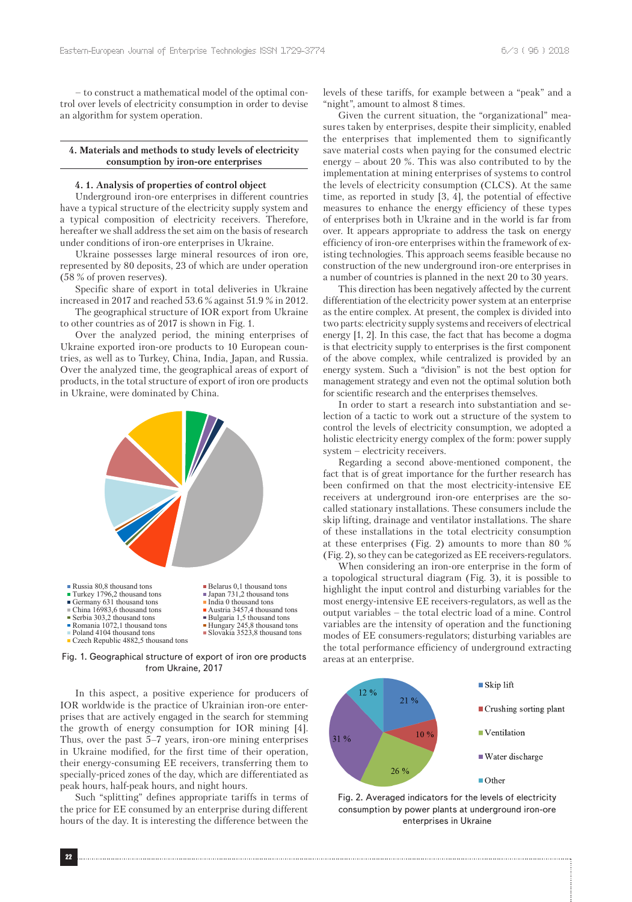– to construct a mathematical model of the optimal control over levels of electricity consumption in order to devise an algorithm for system operation.

## 4. Materials and methods to study levels of electricity consumption by iron-ore enterprises

### 4. 1. Analysis of properties of control object

Underground iron-ore enterprises in different countries have a typical structure of the electricity supply system and a typical composition of electricity receivers. Therefore, hereafter we shall address the set aim on the basis of research under conditions of iron-ore enterprises in Ukraine.

Ukraine possesses large mineral resources of iron ore, represented by 80 deposits, 23 of which are under operation (58 % of proven reserves).

Specific share of export in total deliveries in Ukraine increased in 2017 and reached 53.6 % against 51.9 % in 2012.

The geographical structure of IOR export from Ukraine to other countries as of 2017 is shown in Fig. 1.

Over the analyzed period, the mining enterprises of Ukraine exported iron-ore products to 10 European countries, as well as to Turkey, China, India, Japan, and Russia. Over the analyzed time, the geographical areas of export of products, in the total structure of export of iron ore products in Ukraine, were dominated by China.

- Russia 80,8 thousand tons
- Turkey 1796,2 thousand tons
- Germany 631 thousand tons
- China 16983,6 thousand tons
- Serbia 303,2 thousand tons
- Romania 1072,1 thousand tons
- Poland 4104 thousand tons
- Czech Republic 4882,5 thousand tons
- Belarus 0,1 thousand tons
- Japan 731,2 thousand tons
- India 0 thousand tons
- Austria 3457,4 thousand tons
- Bulgaria 1,5 thousand tons
- Hungary 245,8 thousand tons
- Slovakia 3523,8 thousand tons

Fig. 1. Geographical structure of export of iron ore products from Ukraine, 2017

In this aspect, a positive experience for producers of IOR worldwide is the practice of Ukrainian iron-ore enterprises that are actively engaged in the search for stemming the growth of energy consumption for IOR mining [4]. Thus, over the past 5–7 years, iron-ore mining enterprises in Ukraine modified, for the first time of their operation, their energy-consuming EE receivers, transferring them to specially-priced zones of the day, which are differentiated as peak hours, half-peak hours, and night hours.

Such "splitting" defines appropriate tariffs in terms of the price for EE consumed by an enterprise during different hours of the day. It is interesting the difference between the levels of these tariffs, for example between a "peak" and a "night", amount to almost 8 times.

Given the current situation, the "organizational" measures taken by enterprises, despite their simplicity, enabled the enterprises that implemented them to significantly save material costs when paying for the consumed electric energy – about 20 %. This was also contributed to by the implementation at mining enterprises of systems to control the levels of electricity consumption (CLCS). At the same time, as reported in study [3, 4], the potential of effective measures to enhance the energy efficiency of these types of enterprises both in Ukraine and in the world is far from over. It appears appropriate to address the task on energy efficiency of iron-ore enterprises within the framework of existing technologies. This approach seems feasible because no construction of the new underground iron-ore enterprises in a number of countries is planned in the next 20 to 30 years.

This direction has been negatively affected by the current differentiation of the electricity power system at an enterprise as the entire complex. At present, the complex is divided into two parts: electricity supply systems and receivers of electrical energy [1, 2]. In this case, the fact that has become a dogma is that electricity supply to enterprises is the first component of the above complex, while centralized is provided by an energy system. Such a "division" is not the best option for management strategy and even not the optimal solution both for scientific research and the enterprises themselves.

In order to start a research into substantiation and selection of a tactic to work out a structure of the system to control the levels of electricity consumption, we adopted a holistic electricity energy complex of the form: power supply system – electricity receivers.

Regarding a second above-mentioned component, the fact that is of great importance for the further research has been confirmed on that the most electricity-intensive EE receivers at underground iron-ore enterprises are the so-called stationary installations. These consumers include the skip lifting, drainage and ventilator installations. The share of these installations in the total electricity consumption at these enterprises (Fig. 2) amounts to more than 80 % (Fig. 2), so they can be categorized as EE receivers-regulators.

When considering an iron-ore enterprise in the form of a topological structural diagram (Fig. 3), it is possible to highlight the input control and disturbing variables for the most energy-intensive EE receivers-regulators, as well as the output variables – the total electric load of a mine. Control variables are the intensity of operation and the functioning modes of EE consumers-regulators; disturbing variables are the total performance efficiency of underground extracting areas at an enterprise.

- Skip lift – 21 %
- Crushing sorting plant – 10 %
- Ventilation – 26 %
- Water discharge – 31 %
- Other – 12 %

Fig. 2. Averaged indicators for the levels of electricity consumption by power plants at underground iron-ore enterprises in Ukraine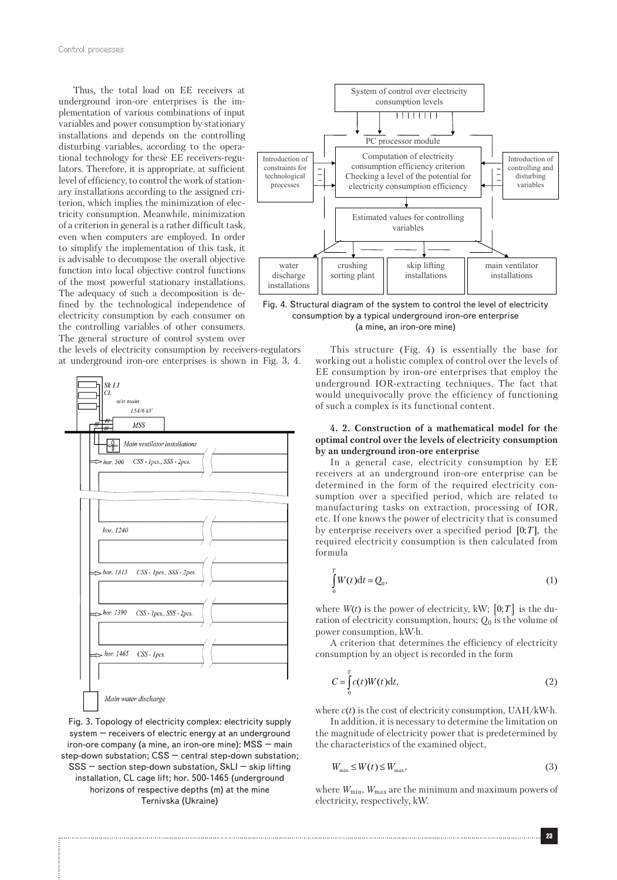Thus, the total load on EE receivers at underground iron-ore enterprises is the implementation of various combinations of input variables and power consumption by stationary installations and depends on the controlling disturbing variables, according to the operational technology for these EE receivers-regulators. Therefore, it is appropriate, at sufficient level of efficiency, to control the work of stationary installations according to the assigned criterion, which implies the minimization of electricity consumption. Meanwhile, minimization of a criterion in general is a rather difficult task, even when computers are employed. In order to simplify the implementation of this task, it is advisable to decompose the overall objective function into local objective control functions of the most powerful stationary installations. The adequacy of such a decomposition is defined by the technological independence of electricity consumption by each consumer on the controlling variables of other consumers. The general structure of control system over the levels of electricity consumption by receivers-regulators at underground iron-ore enterprises is shown in Fig. 3, 4.

Fig. 3. Topology of electricity complex: electricity supply system – receivers of electric energy at an underground iron-ore company (a mine, an iron-ore mine): MSS – main step-down substation; CSS – central step-down substation; SSS – section step-down substation, SkLI – skip lifting installation, CL cage lift; hor. 500-1465 (underground horizons of respective depths (m) at the mine Ternivska (Ukraine)

Fig. 4. Structural diagram of the system to control the level of electricity consumption by a typical underground iron-ore enterprise (a mine, an iron-ore mine)

This structure (Fig. 4) is essentially the base for working out a holistic complex of control over the levels of EE consumption by iron-ore enterprises that employ the underground IOR-extracting techniques. The fact that would unequivocally prove the efficiency of functioning of such a complex is its functional content.

**4. 2. Construction of a mathematical model for the optimal control over the levels of electricity consumption by an underground iron-ore enterprise**

In a general case, electricity consumption by EE receivers at an underground iron-ore enterprise can be determined in the form of the required electricity consumption over a specified period, which are related to manufacturing tasks on extraction, processing of IOR, etc. If one knows the power of electricity that is consumed by enterprise receivers over a specified period $[0;T]$, the required electricity consumption is then calculated from formula

$$\int_0^T W(t)\mathrm{d}t = Q_0, \tag{1}$$

where $W(t)$ is the power of electricity, kW; $[0;T]$ is the duration of electricity consumption, hours; $Q_0$ is the volume of power consumption, kW·h.

A criterion that determines the efficiency of electricity consumption by an object is recorded in the form

$$C = \int_0^T c(t)W(t)\mathrm{d}t, \tag{2}$$

where $c(t)$ is the cost of electricity consumption, UAH/kW·h.

In addition, it is necessary to determine the limitation on the magnitude of electricity power that is predetermined by the characteristics of the examined object,

$$W_{\min} \le W(t) \le W_{\max}, \tag{3}$$

where $W_{\min}$, $W_{\max}$ are the minimum and maximum powers of electricity, respectively, kW.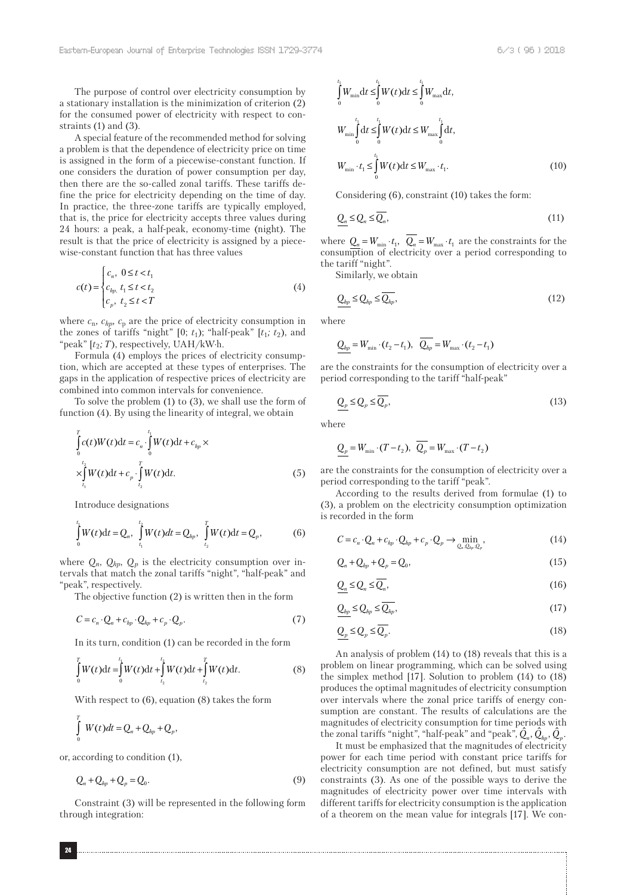The purpose of control over electricity consumption by a stationary installation is the minimization of criterion (2) for the consumed power of electricity with respect to constraints (1) and (3).

A special feature of the recommended method for solving a problem is that the dependence of electricity price on time is assigned in the form of a piecewise-constant function. If one considers the duration of power consumption per day, then there are the so-called zonal tariffs. These tariffs define the price for electricity depending on the time of day. In practice, the three-zone tariffs are typically employed, that is, the price for electricity accepts three values during 24 hours: a peak, a half-peak, economy-time (night). The result is that the price of electricity is assigned by a piecewise-constant function that has three values

$$c(t) = \begin{cases} c_n, \; 0 \le t < t_1 \\ c_{hp,} \; t_1 \le t < t_2 \\ c_p, \; t_2 \le t < T \end{cases} \tag{4}$$

where $c_n$, $c_{hp}$, $c_p$ are the price of electricity consumption in the zones of tariffs "night" $[0;\, t_1)$; "half-peak" $[t_1;\, t_2)$, and "peak" $[t_2;\, T)$, respectively, UAH/kW·h.

Formula (4) employs the prices of electricity consumption, which are accepted at these types of enterprises. The gaps in the application of respective prices of electricity are combined into common intervals for convenience.

To solve the problem (1) to (3), we shall use the form of function (4). By using the linearity of integral, we obtain

$$\int_0^T c(t)W(t)\mathrm{d}t = c_n \cdot \int_0^{t_1} W(t)\mathrm{d}t + c_{hp} \times \int_{t_1}^{t_2} W(t)\mathrm{d}t + c_p \cdot \int_{t_2}^{T} W(t)\mathrm{d}t. \tag{5}$$

Introduce designations

$$\int_0^{t_1} W(t)\mathrm{d}t = Q_n, \; \int_{t_1}^{t_2} W(t)dt = Q_{hp}, \; \int_{t_2}^{T} W(t)\mathrm{d}t = Q_p, \tag{6}$$

where $Q_n$, $Q_{hp}$, $Q_p$ is the electricity consumption over intervals that match the zonal tariffs "night", "half-peak" and "peak", respectively.

The objective function (2) is written then in the form

$$C = c_n \cdot Q_n + c_{hp} \cdot Q_{hp} + c_p \cdot Q_p. \tag{7}$$

In its turn, condition (1) can be recorded in the form

$$\int_0^T W(t)\mathrm{d}t = \int_0^{t_1} W(t)\mathrm{d}t + \int_{t_1}^{t_2} W(t)\mathrm{d}t + \int_{t_2}^{T} W(t)\mathrm{d}t. \tag{8}$$

With respect to (6), equation (8) takes the form

$$\int_0^T W(t)dt = Q_n + Q_{hp} + Q_p,$$

or, according to condition (1),

$$Q_n + Q_{hp} + Q_p = Q_0. \tag{9}$$

Constraint (3) will be represented in the following form through integration:

$$\int_0^{t_1} W_{\min}\mathrm{d}t \le \int_0^{t_1} W(t)\mathrm{d}t \le \int_0^{t_1} W_{\max}\mathrm{d}t,$$

$$W_{\min}\int_0^{t_1} \mathrm{d}t \le \int_0^{t_1} W(t)\mathrm{d}t \le W_{\max}\int_0^{t_1} \mathrm{d}t,$$

$$W_{\min} \cdot t_1 \le \int_0^{t_1} W(t)\mathrm{d}t \le W_{\max} \cdot t_1. \tag{10}$$

Considering (6), constraint (10) takes the form:

$$\underline{Q_n} \le Q_n \le \overline{Q_n}, \tag{11}$$

where $\underline{Q_n} = W_{\min} \cdot t_1$, $\overline{Q_n} = W_{\max} \cdot t_1$ are the constraints for the consumption of electricity over a period corresponding to the tariff "night".

Similarly, we obtain

$$\underline{Q_{hp}} \le Q_{hp} \le \overline{Q_{hp}}, \tag{12}$$

where

$$\underline{Q_{hp}} = W_{\min} \cdot (t_2 - t_1), \; \overline{Q_{hp}} = W_{\max} \cdot (t_2 - t_1)$$

are the constraints for the consumption of electricity over a period corresponding to the tariff "half-peak"

$$\underline{Q_p} \le Q_p \le \overline{Q_p}, \tag{13}$$

where

$$\underline{Q_p} = W_{\min} \cdot (T - t_2), \; \overline{Q_p} = W_{\max} \cdot (T - t_2)$$

are the constraints for the consumption of electricity over a period corresponding to the tariff "peak".

According to the results derived from formulae (1) to (3), a problem on the electricity consumption optimization is recorded in the form

$$C = c_n \cdot Q_n + c_{hp} \cdot Q_{hp} + c_p \cdot Q_p \to \min_{Q_n, Q_{hp}, Q_p}, \tag{14}$$

$$Q_n + Q_{hp} + Q_p = Q_0, \tag{15}$$

$$\underline{Q_n} \le Q_n \le \overline{Q_n}, \tag{16}$$

$$\underline{Q_{hp}} \le Q_{hp} \le \overline{Q_{hp}}, \tag{17}$$

$$\underline{Q_p} \le Q_p \le \overline{Q_p}. \tag{18}$$

An analysis of problem (14) to (18) reveals that this is a problem on linear programming, which can be solved using the simplex method [17]. Solution to problem (14) to (18) produces the optimal magnitudes of electricity consumption over intervals where the zonal price tariffs of energy consumption are constant. The results of calculations are the magnitudes of electricity consumption for time periods with the zonal tariffs "night", "half-peak" and "peak", $\hat{Q}_n$, $\hat{Q}_{hp}$, $\hat{Q}_p$.

It must be emphasized that the magnitudes of electricity power for each time period with constant price tariffs for electricity consumption are not defined, but must satisfy constraints (3). As one of the possible ways to derive the magnitudes of electricity power over time intervals with different tariffs for electricity consumption is the application of a theorem on the mean value for integrals [17]. We con-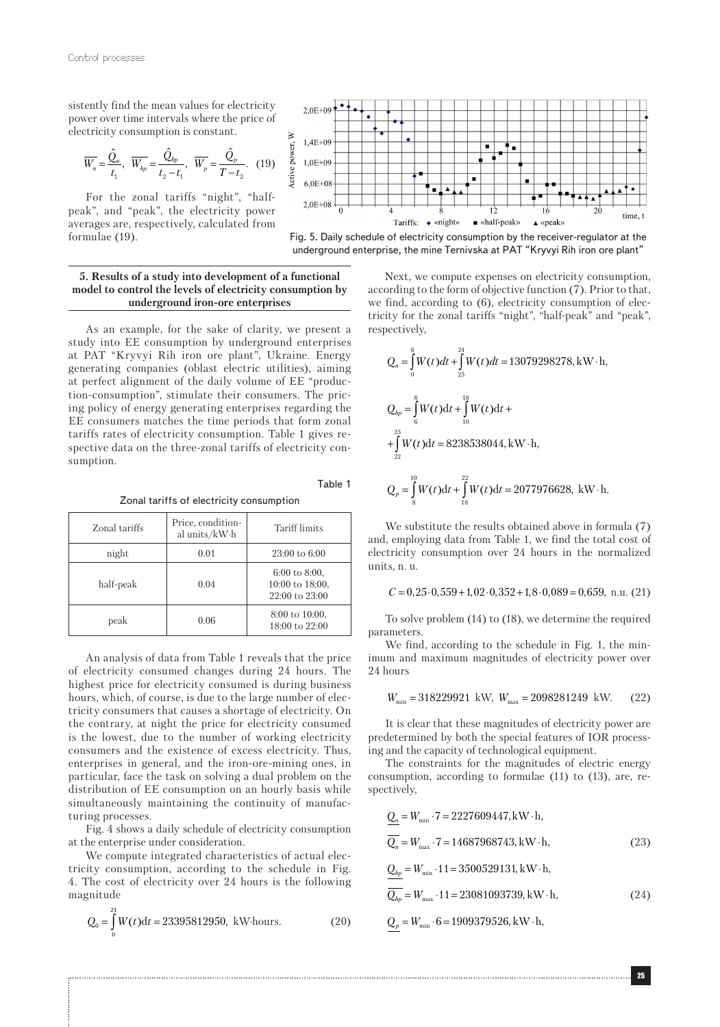sistently find the mean values for electricity power over time intervals where the price of electricity consumption is constant.

$$\overline{W_n} = \frac{\hat{Q}_n}{t_1}, \; \overline{W_{hp}} = \frac{\hat{Q}_{hp}}{t_2 - t_1}, \; \overline{W_p} = \frac{\hat{Q}_p}{T - t_2}. \quad (19)$$

For the zonal tariffs "night", "half-peak", and "peak", the electricity power averages are, respectively, calculated from formulae (19).

Fig. 5. Daily schedule of electricity consumption by the receiver-regulator at the underground enterprise, the mine Ternivska at PAT "Kryvyi Rih iron ore plant"

## 5. Results of a study into development of a functional model to control the levels of electricity consumption by underground iron-ore enterprises

As an example, for the sake of clarity, we present a study into EE consumption by underground enterprises at PAT "Kryvyi Rih iron ore plant", Ukraine. Energy generating companies (oblast electric utilities), aiming at perfect alignment of the daily volume of EE "production-consumption", stimulate their consumers. The pricing policy of energy generating enterprises regarding the EE consumers matches the time periods that form zonal tariffs rates of electricity consumption. Table 1 gives respective data on the three-zonal tariffs of electricity consumption.

Table 1

Zonal tariffs of electricity consumption

| Zonal tariffs | Price, conditional units/kW·h | Tariff limits |
|---|---|---|
| night | 0.01 | 23:00 to 6:00 |
| half-peak | 0.04 | 6:00 to 8:00, 10:00 to 18:00, 22:00 to 23:00 |
| peak | 0.06 | 8:00 to 10:00, 18:00 to 22:00 |

An analysis of data from Table 1 reveals that the price of electricity consumed changes during 24 hours. The highest price for electricity consumed is during business hours, which, of course, is due to the large number of electricity consumers that causes a shortage of electricity. On the contrary, at night the price for electricity consumed is the lowest, due to the number of working electricity consumers and the existence of excess electricity. Thus, enterprises in general, and the iron-ore-mining ones, in particular, face the task on solving a dual problem on the distribution of EE consumption on an hourly basis while simultaneously maintaining the continuity of manufacturing processes.

Fig. 4 shows a daily schedule of electricity consumption at the enterprise under consideration.

We compute integrated characteristics of actual electricity consumption, according to the schedule in Fig. 4. The cost of electricity over 24 hours is the following magnitude

$$Q_0 = \int_0^{24} W(t)\mathrm{d}t = 23395812950, \text{ kW·hours}. \quad (20)$$

Next, we compute expenses on electricity consumption, according to the form of objective function (7). Prior to that, we find, according to (6), electricity consumption of electricity for the zonal tariffs "night", "half-peak" and "peak", respectively,

$$Q_n = \int_0^{6} W(t)dt + \int_{23}^{24} W(t)dt = 13079298278, \text{kW·h},$$

$$Q_{hp} = \int_6^{8} W(t)\mathrm{d}t + \int_{10}^{18} W(t)\mathrm{d}t + \int_{22}^{23} W(t)\mathrm{d}t = 8238538044, \text{kW·h},$$

$$Q_p = \int_8^{10} W(t)\mathrm{d}t + \int_{18}^{22} W(t)\mathrm{d}t = 2077976628, \text{ kW·h}.$$

We substitute the results obtained above in formula (7) and, employing data from Table 1, we find the total cost of electricity consumption over 24 hours in the normalized units, n. u.

$$C = 0{,}25 \cdot 0{,}559 + 1{,}02 \cdot 0{,}352 + 1{,}8 \cdot 0{,}089 = 0{,}659, \text{ n.u.} \quad (21)$$

To solve problem (14) to (18), we determine the required parameters.

We find, according to the schedule in Fig. 1, the minimum and maximum magnitudes of electricity power over 24 hours

$$W_{\min} = 318229921 \text{ kW}, \; W_{\max} = 2098281249 \text{ kW}. \quad (22)$$

It is clear that these magnitudes of electricity power are predetermined by both the special features of IOR processing and the capacity of technological equipment.

The constraints for the magnitudes of electric energy consumption, according to formulae (11) to (13), are, respectively,

$$\underline{Q_n} = W_{\min} \cdot 7 = 2227609447, \text{kW·h},$$

$$\overline{Q_n} = W_{\max} \cdot 7 = 14687968743, \text{kW·h}, \quad (23)$$

$$\underline{Q_{hp}} = W_{\min} \cdot 11 = 3500529131, \text{kW·h},$$

$$\overline{Q_{hp}} = W_{\max} \cdot 11 = 23081093739, \text{kW·h}, \quad (24)$$

$$\underline{Q_p} = W_{\min} \cdot 6 = 1909379526, \text{kW·h},$$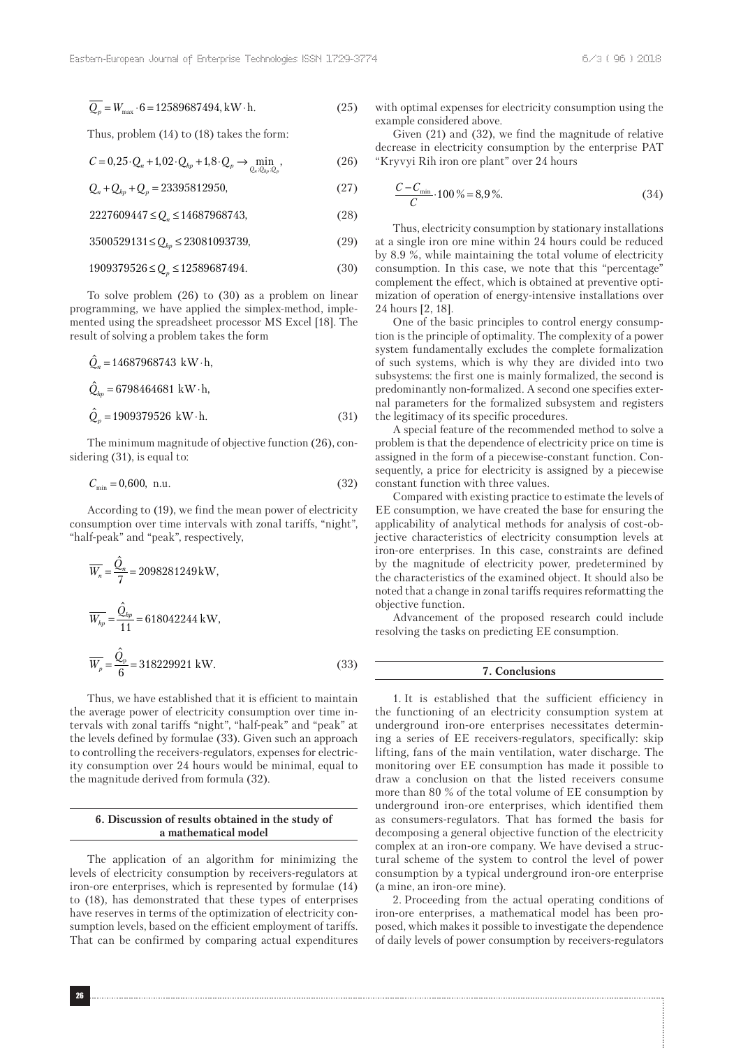$$\overline{Q_p} = W_{\max} \cdot 6 = 12589687494, \text{kW} \cdot \text{h}. \tag{25}$$

Thus, problem (14) to (18) takes the form:

$$C = 0,25 \cdot Q_n + 1,02 \cdot Q_{hp} + 1,8 \cdot Q_p \to \min_{Q_n, Q_{hp}, Q_p}, \tag{26}$$

$$Q_n + Q_{hp} + Q_p = 23395812950, \tag{27}$$

$$2227609447 \leq Q_n \leq 14687968743, \tag{28}$$

$$3500529131 \leq Q_{hp} \leq 23081093739, \tag{29}$$

$$1909379526 \leq Q_p \leq 12589687494. \tag{30}$$

To solve problem (26) to (30) as a problem on linear programming, we have applied the simplex-method, implemented using the spreadsheet processor MS Excel [18]. The result of solving a problem takes the form

$$\hat{Q}_n = 14687968743 \text{ kW} \cdot \text{h},$$

$$\hat{Q}_{hp} = 6798464681 \text{ kW} \cdot \text{h},$$

$$\hat{Q}_p = 1909379526 \text{ kW} \cdot \text{h}. \tag{31}$$

The minimum magnitude of objective function (26), considering (31), is equal to:

$$C_{\min} = 0,600, \text{ n.u.} \tag{32}$$

According to (19), we find the mean power of electricity consumption over time intervals with zonal tariffs, "night", "half-peak" and "peak", respectively,

$$\overline{W_n} = \frac{\hat{Q}_n}{7} = 2098281249 \text{kW},$$

$$\overline{W_{hp}} = \frac{\hat{Q}_{hp}}{11} = 618042244 \text{ kW},$$

$$\overline{W_p} = \frac{\hat{Q}_p}{6} = 318229921 \text{ kW}. \tag{33}$$

Thus, we have established that it is efficient to maintain the average power of electricity consumption over time intervals with zonal tariffs "night", "half-peak" and "peak" at the levels defined by formulae (33). Given such an approach to controlling the receivers-regulators, expenses for electricity consumption over 24 hours would be minimal, equal to the magnitude derived from formula (32).

## 6. Discussion of results obtained in the study of a mathematical model

The application of an algorithm for minimizing the levels of electricity consumption by receivers-regulators at iron-ore enterprises, which is represented by formulae (14) to (18), has demonstrated that these types of enterprises have reserves in terms of the optimization of electricity consumption levels, based on the efficient employment of tariffs. That can be confirmed by comparing actual expenditures with optimal expenses for electricity consumption using the example considered above.

Given (21) and (32), we find the magnitude of relative decrease in electricity consumption by the enterprise PAT "Kryvyi Rih iron ore plant" over 24 hours

$$\frac{C - C_{\min}}{C} \cdot 100\,\% = 8,9\,\%. \tag{34}$$

Thus, electricity consumption by stationary installations at a single iron ore mine within 24 hours could be reduced by 8.9 %, while maintaining the total volume of electricity consumption. In this case, we note that this "percentage" complement the effect, which is obtained at preventive optimization of operation of energy-intensive installations over 24 hours [2, 18].

One of the basic principles to control energy consumption is the principle of optimality. The complexity of a power system fundamentally excludes the complete formalization of such systems, which is why they are divided into two subsystems: the first one is mainly formalized, the second is predominantly non-formalized. A second one specifies external parameters for the formalized subsystem and registers the legitimacy of its specific procedures.

A special feature of the recommended method to solve a problem is that the dependence of electricity price on time is assigned in the form of a piecewise-constant function. Consequently, a price for electricity is assigned by a piecewise constant function with three values.

Compared with existing practice to estimate the levels of EE consumption, we have created the base for ensuring the applicability of analytical methods for analysis of cost-objective characteristics of electricity consumption levels at iron-ore enterprises. In this case, constraints are defined by the magnitude of electricity power, predetermined by the characteristics of the examined object. It should also be noted that a change in zonal tariffs requires reformatting the objective function.

Advancement of the proposed research could include resolving the tasks on predicting EE consumption.

## 7. Conclusions

1. It is established that the sufficient efficiency in the functioning of an electricity consumption system at underground iron-ore enterprises necessitates determining a series of EE receivers-regulators, specifically: skip lifting, fans of the main ventilation, water discharge. The monitoring over EE consumption has made it possible to draw a conclusion on that the listed receivers consume more than 80 % of the total volume of EE consumption by underground iron-ore enterprises, which identified them as consumers-regulators. That has formed the basis for decomposing a general objective function of the electricity complex at an iron-ore company. We have devised a structural scheme of the system to control the level of power consumption by a typical underground iron-ore enterprise (a mine, an iron-ore mine).

2. Proceeding from the actual operating conditions of iron-ore enterprises, a mathematical model has been proposed, which makes it possible to investigate the dependence of daily levels of power consumption by receivers-regulators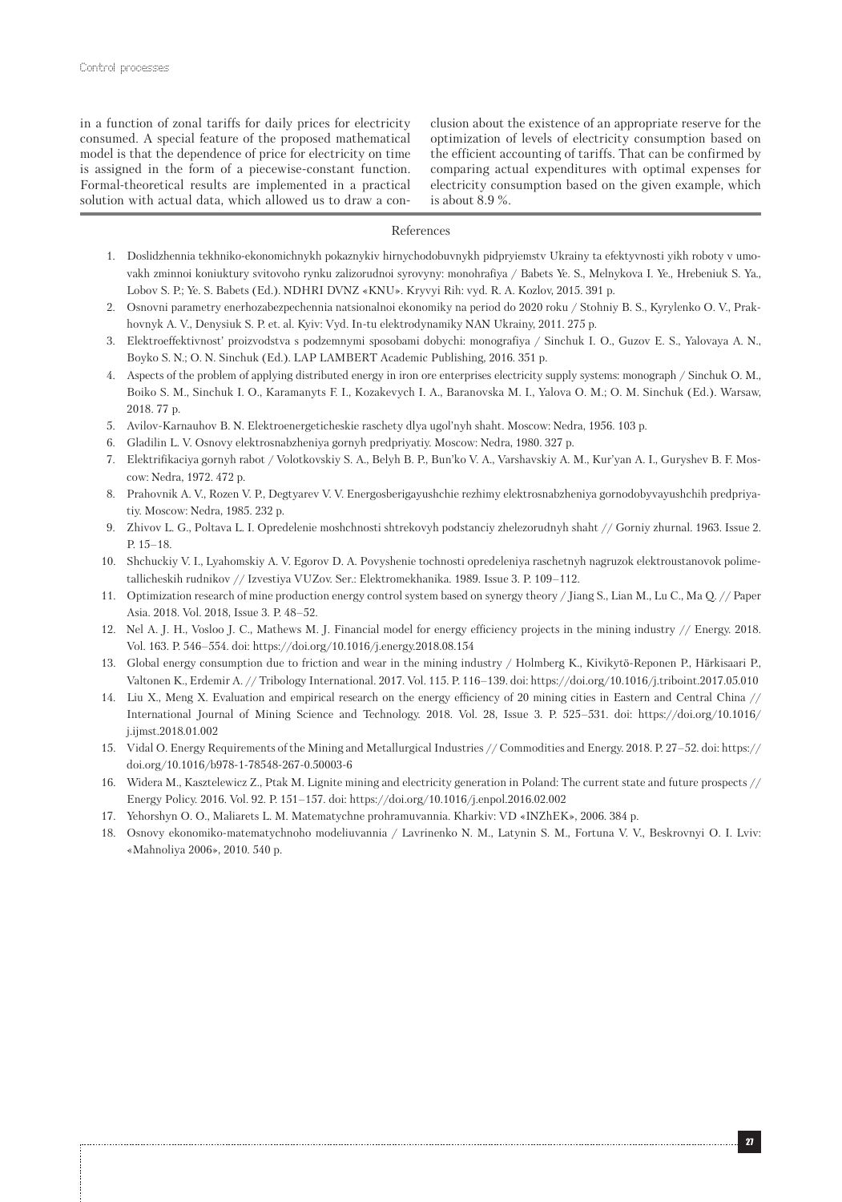in a function of zonal tariffs for daily prices for electricity consumed. A special feature of the proposed mathematical model is that the dependence of price for electricity on time is assigned in the form of a piecewise-constant function. Formal-theoretical results are implemented in a practical solution with actual data, which allowed us to draw a conclusion about the existence of an appropriate reserve for the optimization of levels of electricity consumption based on the efficient accounting of tariffs. That can be confirmed by comparing actual expenditures with optimal expenses for electricity consumption based on the given example, which is about 8.9 %.

## References

1. Doslidzhennia tekhniko-ekonomichnykh pokaznykiv hirnychodobuvnykh pidpryiemstv Ukrainy ta efektyvnosti yikh roboty v umovakh zminnoi koniuktury svitovoho rynku zalizorudnoi syrovyny: monohrafiya / Babets Ye. S., Melnykova I. Ye., Hrebeniuk S. Ya., Lobov S. P.; Ye. S. Babets (Ed.). NDHRI DVNZ «KNU». Kryvyi Rih: vyd. R. A. Kozlov, 2015. 391 p.
2. Osnovni parametry enerhozabezpechennia natsionalnoi ekonomiky na period do 2020 roku / Stohniy B. S., Kyrylenko O. V., Prakhovnyk A. V., Denysiuk S. P. et. al. Kyiv: Vyd. In-tu elektrodynamiky NAN Ukrainy, 2011. 275 p.
3. Elektroeffektivnost' proizvodstva s podzemnymi sposobami dobychi: monografiya / Sinchuk I. O., Guzov E. S., Yalovaya A. N., Boyko S. N.; O. N. Sinchuk (Ed.). LAP LAMBERT Academic Publishing, 2016. 351 p.
4. Aspects of the problem of applying distributed energy in iron ore enterprises electricity supply systems: monograph / Sinchuk O. M., Boiko S. M., Sinchuk I. O., Karamanyts F. I., Kozakevych I. A., Baranovska M. I., Yalova O. M.; O. M. Sinchuk (Ed.). Warsaw, 2018. 77 p.
5. Avilov-Karnauhov B. N. Elektroenergeticheskie raschety dlya ugol'nyh shaht. Moscow: Nedra, 1956. 103 p.
6. Gladilin L. V. Osnovy elektrosnabzheniya gornyh predpriyatiy. Moscow: Nedra, 1980. 327 p.
7. Elektrifikaciya gornyh rabot / Volotkovskiy S. A., Belyh B. P., Bun'ko V. A., Varshavskiy A. M., Kur'yan A. I., Guryshev B. F. Moscow: Nedra, 1972. 472 p.
8. Prahovnik A. V., Rozen V. P., Degtyarev V. V. Energosberigayushchie rezhimy elektrosnabzheniya gornodobyvayushchih predpriyatiy. Moscow: Nedra, 1985. 232 p.
9. Zhivov L. G., Poltava L. I. Opredelenie moshchnosti shtrekovyh podstanciy zhelezorudnyh shaht // Gorniy zhurnal. 1963. Issue 2. P. 15–18.
10. Shchuckiy V. I., Lyahomskiy A. V. Egorov D. A. Povyshenie tochnosti opredeleniya raschetnyh nagruzok elektroustanovok polimetallicheskih rudnikov // Izvestiya VUZov. Ser.: Elektromekhanika. 1989. Issue 3. P. 109–112.
11. Optimization research of mine production energy control system based on synergy theory / Jiang S., Lian M., Lu C., Ma Q. // Paper Asia. 2018. Vol. 2018, Issue 3. P. 48–52.
12. Nel A. J. H., Vosloo J. C., Mathews M. J. Financial model for energy efficiency projects in the mining industry // Energy. 2018. Vol. 163. P. 546–554. doi: https://doi.org/10.1016/j.energy.2018.08.154
13. Global energy consumption due to friction and wear in the mining industry / Holmberg K., Kivikytö-Reponen P., Härkisaari P., Valtonen K., Erdemir A. // Tribology International. 2017. Vol. 115. P. 116–139. doi: https://doi.org/10.1016/j.triboint.2017.05.010
14. Liu X., Meng X. Evaluation and empirical research on the energy efficiency of 20 mining cities in Eastern and Central China // International Journal of Mining Science and Technology. 2018. Vol. 28, Issue 3. P. 525–531. doi: https://doi.org/10.1016/j.ijmst.2018.01.002
15. Vidal O. Energy Requirements of the Mining and Metallurgical Industries // Commodities and Energy. 2018. P. 27–52. doi: https://doi.org/10.1016/b978-1-78548-267-0.50003-6
16. Widera M., Kasztelewicz Z., Ptak M. Lignite mining and electricity generation in Poland: The current state and future prospects // Energy Policy. 2016. Vol. 92. P. 151–157. doi: https://doi.org/10.1016/j.enpol.2016.02.002
17. Yehorshyn O. O., Maliarets L. M. Matematychne prohramuvannia. Kharkiv: VD «INZhEK», 2006. 384 p.
18. Osnovy ekonomiko-matematychnoho modeliuvannia / Lavrinenko N. M., Latynin S. M., Fortuna V. V., Beskrovnyi O. I. Lviv: «Mahnoliya 2006», 2010. 540 p.